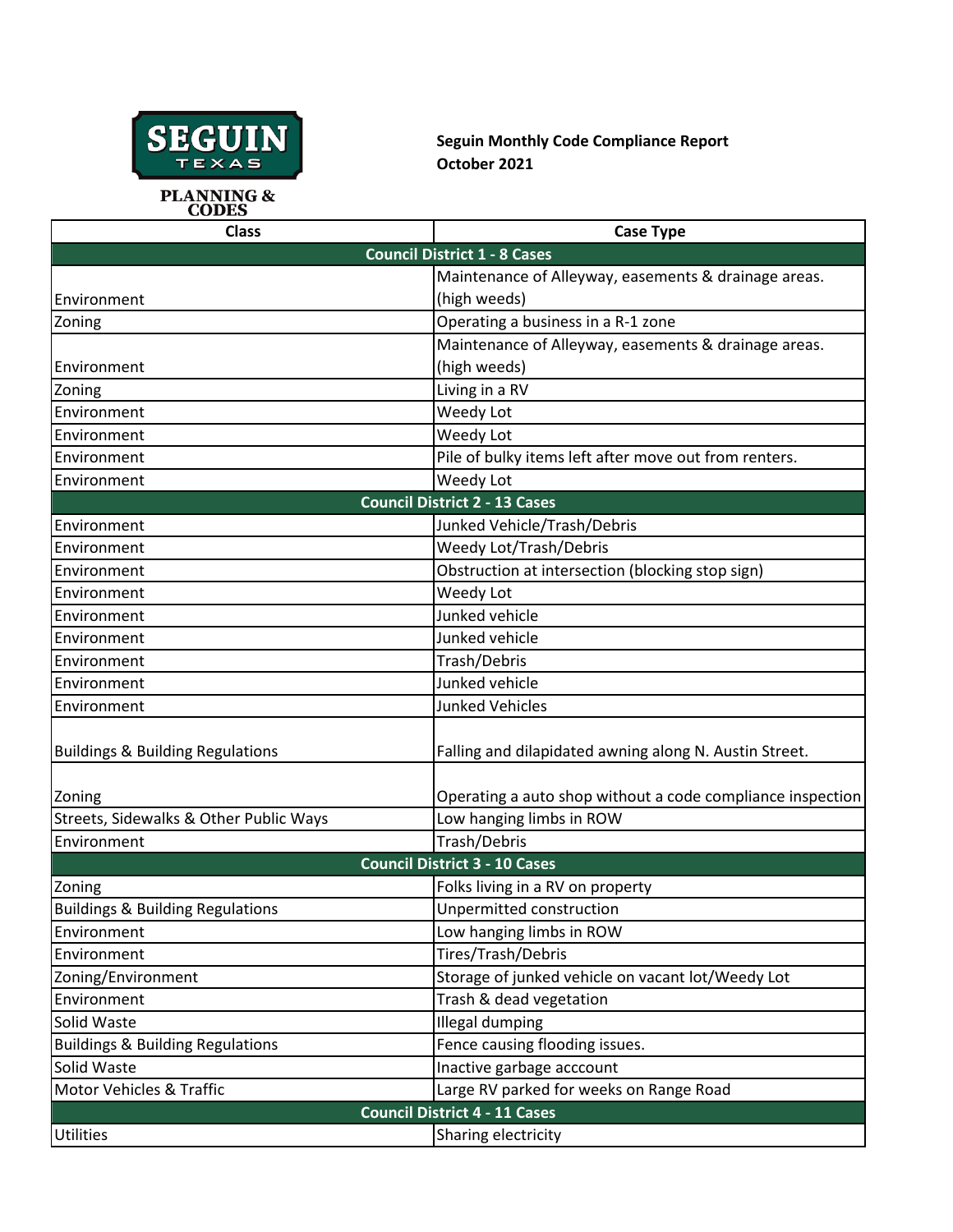SEGUIN TEXAS

PLANNING & CODES

**Seguin Monthly Code Compliance Report**
**October 2021**

| Class | Case Type |
|---|---|
| **Council District 1 - 8 Cases** | |
| Environment | Maintenance of Alleyway, easements & drainage areas. (high weeds) |
| Zoning | Operating a business in a R-1 zone |
| Environment | Maintenance of Alleyway, easements & drainage areas. (high weeds) |
| Zoning | Living in a RV |
| Environment | Weedy Lot |
| Environment | Weedy Lot |
| Environment | Pile of bulky items left after move out from renters. |
| Environment | Weedy Lot |
| **Council District 2 - 13 Cases** | |
| Environment | Junked Vehicle/Trash/Debris |
| Environment | Weedy Lot/Trash/Debris |
| Environment | Obstruction at intersection (blocking stop sign) |
| Environment | Weedy Lot |
| Environment | Junked vehicle |
| Environment | Junked vehicle |
| Environment | Trash/Debris |
| Environment | Junked vehicle |
| Environment | Junked Vehicles |
| Buildings & Building Regulations | Falling and dilapidated awning along N. Austin Street. |
| Zoning | Operating a auto shop without a code compliance inspection |
| Streets, Sidewalks & Other Public Ways | Low hanging limbs in ROW |
| Environment | Trash/Debris |
| **Council District 3 - 10 Cases** | |
| Zoning | Folks living in a RV on property |
| Buildings & Building Regulations | Unpermitted construction |
| Environment | Low hanging limbs in ROW |
| Environment | Tires/Trash/Debris |
| Zoning/Environment | Storage of junked vehicle on vacant lot/Weedy Lot |
| Environment | Trash & dead vegetation |
| Solid Waste | Illegal dumping |
| Buildings & Building Regulations | Fence causing flooding issues. |
| Solid Waste | Inactive garbage acccount |
| Motor Vehicles & Traffic | Large RV parked for weeks on Range Road |
| **Council District 4 - 11 Cases** | |
| Utilities | Sharing electricity |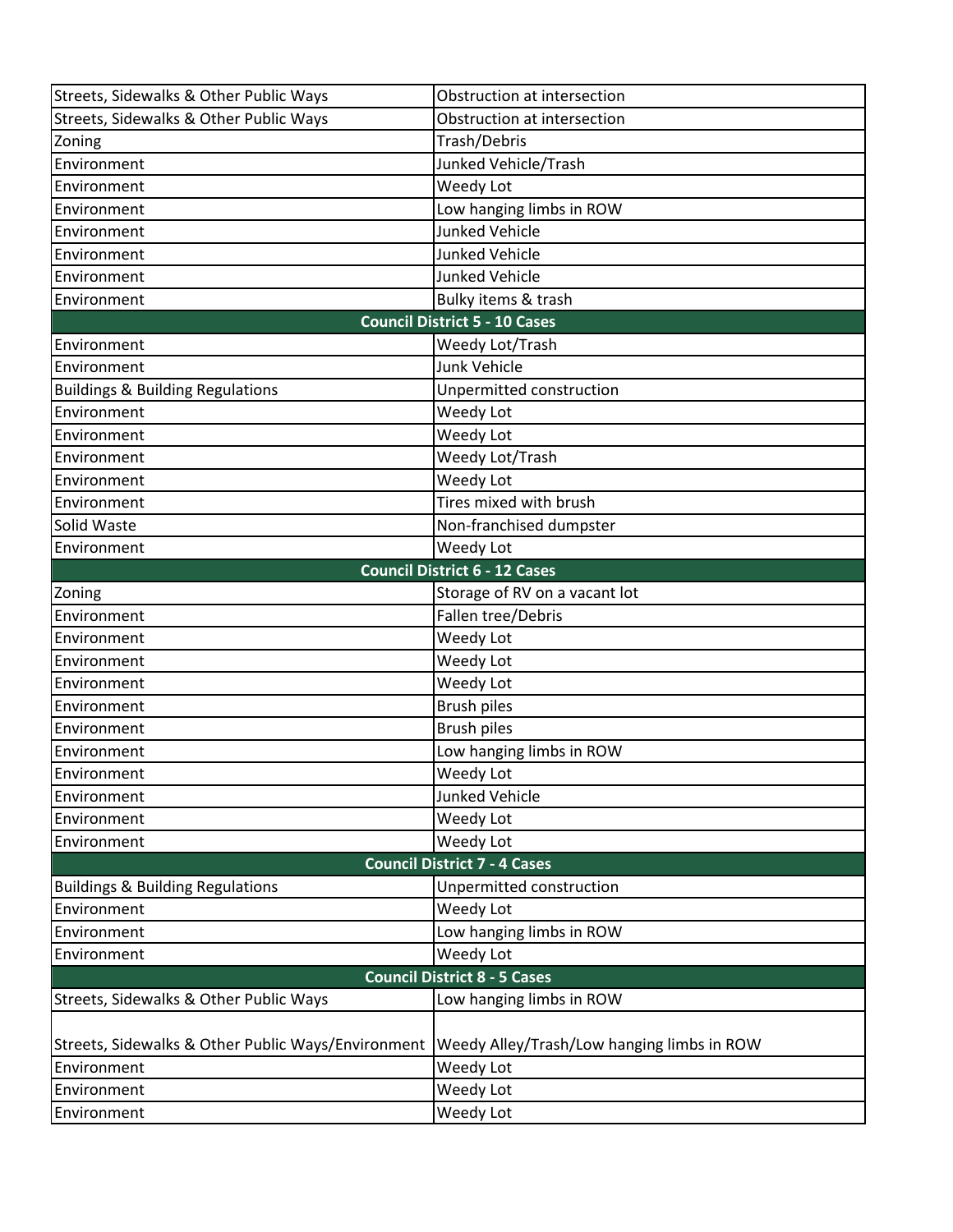| | |
|---|---|
| Streets, Sidewalks & Other Public Ways | Obstruction at intersection |
| Streets, Sidewalks & Other Public Ways | Obstruction at intersection |
| Zoning | Trash/Debris |
| Environment | Junked Vehicle/Trash |
| Environment | Weedy Lot |
| Environment | Low hanging limbs in ROW |
| Environment | Junked Vehicle |
| Environment | Junked Vehicle |
| Environment | Junked Vehicle |
| Environment | Bulky items & trash |
| **Council District 5 - 10 Cases** | |
| Environment | Weedy Lot/Trash |
| Environment | Junk Vehicle |
| Buildings & Building Regulations | Unpermitted construction |
| Environment | Weedy Lot |
| Environment | Weedy Lot |
| Environment | Weedy Lot/Trash |
| Environment | Weedy Lot |
| Environment | Tires mixed with brush |
| Solid Waste | Non-franchised dumpster |
| Environment | Weedy Lot |
| **Council District 6 - 12 Cases** | |
| Zoning | Storage of RV on a vacant lot |
| Environment | Fallen tree/Debris |
| Environment | Weedy Lot |
| Environment | Weedy Lot |
| Environment | Weedy Lot |
| Environment | Brush piles |
| Environment | Brush piles |
| Environment | Low hanging limbs in ROW |
| Environment | Weedy Lot |
| Environment | Junked Vehicle |
| Environment | Weedy Lot |
| Environment | Weedy Lot |
| **Council District 7 - 4 Cases** | |
| Buildings & Building Regulations | Unpermitted construction |
| Environment | Weedy Lot |
| Environment | Low hanging limbs in ROW |
| Environment | Weedy Lot |
| **Council District 8 - 5 Cases** | |
| Streets, Sidewalks & Other Public Ways | Low hanging limbs in ROW |
| Streets, Sidewalks & Other Public Ways/Environment | Weedy Alley/Trash/Low hanging limbs in ROW |
| Environment | Weedy Lot |
| Environment | Weedy Lot |
| Environment | Weedy Lot |